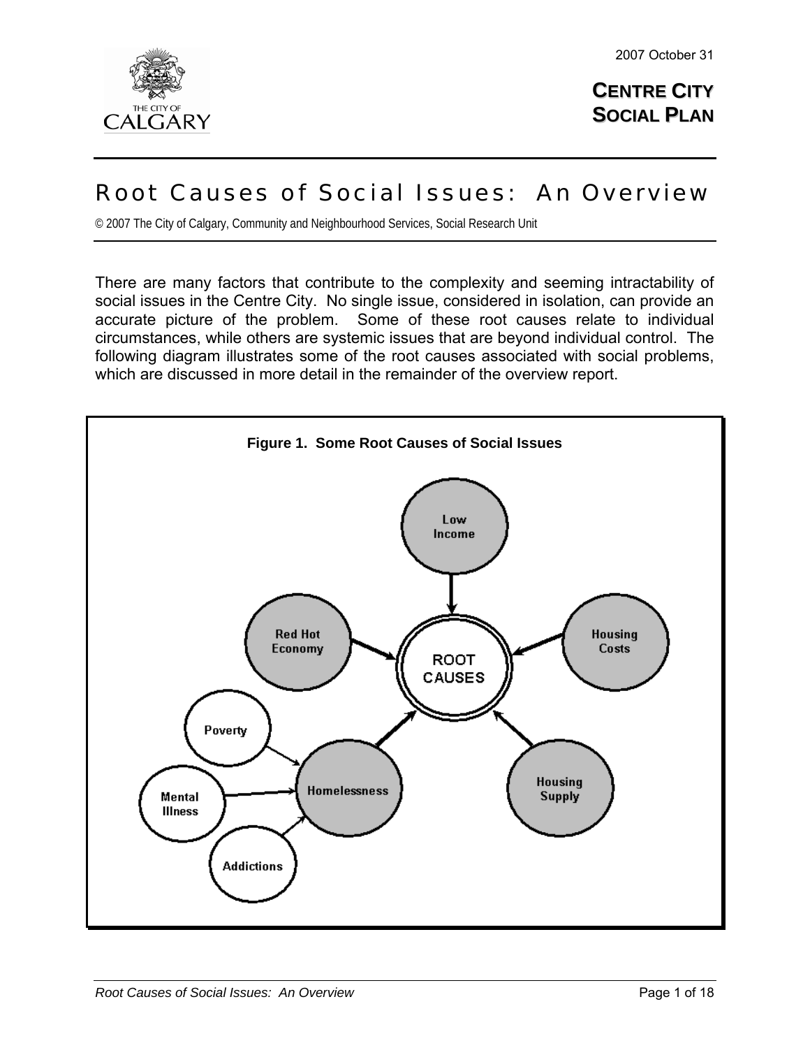2007 October 31

**CENTRE CITY SOCIAL PLAN**

# Root Causes of Social Issues: An Overview

© 2007 The City of Calgary, Community and Neighbourhood Services, Social Research Unit

There are many factors that contribute to the complexity and seeming intractability of social issues in the Centre City. No single issue, considered in isolation, can provide an accurate picture of the problem. Some of these root causes relate to individual circumstances, while others are systemic issues that are beyond individual control. The following diagram illustrates some of the root causes associated with social problems, which are discussed in more detail in the remainder of the overview report.

**Figure 1. Some Root Causes of Social Issues**

ROOT CAUSES

Low Income

Red Hot Economy

Housing Costs

Homelessness

Housing Supply

Poverty

Mental Illness

Addictions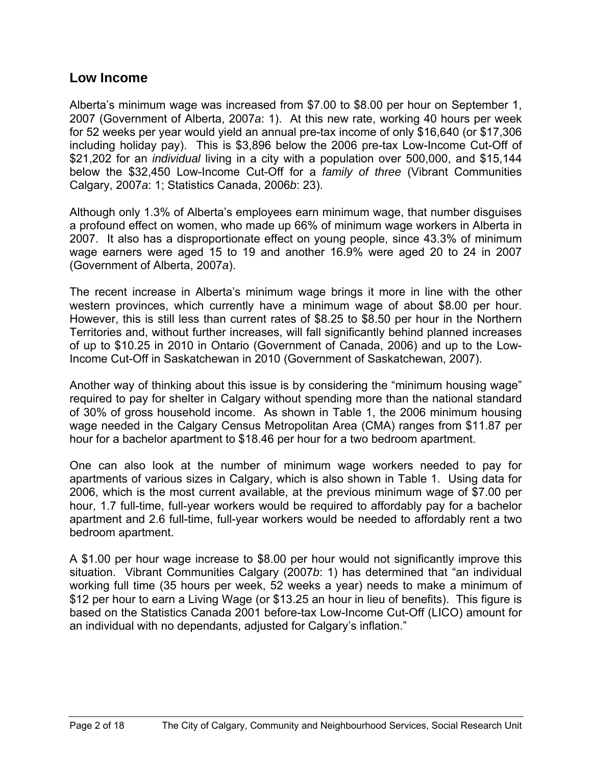## Low Income

Alberta's minimum wage was increased from $7.00 to $8.00 per hour on September 1, 2007 (Government of Alberta, 2007*a*: 1). At this new rate, working 40 hours per week for 52 weeks per year would yield an annual pre-tax income of only $16,640 (or $17,306 including holiday pay). This is $3,896 below the 2006 pre-tax Low-Income Cut-Off of $21,202 for an *individual* living in a city with a population over 500,000, and $15,144 below the $32,450 Low-Income Cut-Off for a *family of three* (Vibrant Communities Calgary, 2007*a*: 1; Statistics Canada, 2006*b*: 23).

Although only 1.3% of Alberta's employees earn minimum wage, that number disguises a profound effect on women, who made up 66% of minimum wage workers in Alberta in 2007. It also has a disproportionate effect on young people, since 43.3% of minimum wage earners were aged 15 to 19 and another 16.9% were aged 20 to 24 in 2007 (Government of Alberta, 2007*a*).

The recent increase in Alberta's minimum wage brings it more in line with the other western provinces, which currently have a minimum wage of about $8.00 per hour. However, this is still less than current rates of $8.25 to $8.50 per hour in the Northern Territories and, without further increases, will fall significantly behind planned increases of up to $10.25 in 2010 in Ontario (Government of Canada, 2006) and up to the Low-Income Cut-Off in Saskatchewan in 2010 (Government of Saskatchewan, 2007).

Another way of thinking about this issue is by considering the "minimum housing wage" required to pay for shelter in Calgary without spending more than the national standard of 30% of gross household income. As shown in Table 1, the 2006 minimum housing wage needed in the Calgary Census Metropolitan Area (CMA) ranges from $11.87 per hour for a bachelor apartment to $18.46 per hour for a two bedroom apartment.

One can also look at the number of minimum wage workers needed to pay for apartments of various sizes in Calgary, which is also shown in Table 1. Using data for 2006, which is the most current available, at the previous minimum wage of $7.00 per hour, 1.7 full-time, full-year workers would be required to affordably pay for a bachelor apartment and 2.6 full-time, full-year workers would be needed to affordably rent a two bedroom apartment.

A $1.00 per hour wage increase to $8.00 per hour would not significantly improve this situation. Vibrant Communities Calgary (2007*b*: 1) has determined that "an individual working full time (35 hours per week, 52 weeks a year) needs to make a minimum of $12 per hour to earn a Living Wage (or $13.25 an hour in lieu of benefits). This figure is based on the Statistics Canada 2001 before-tax Low-Income Cut-Off (LICO) amount for an individual with no dependants, adjusted for Calgary's inflation."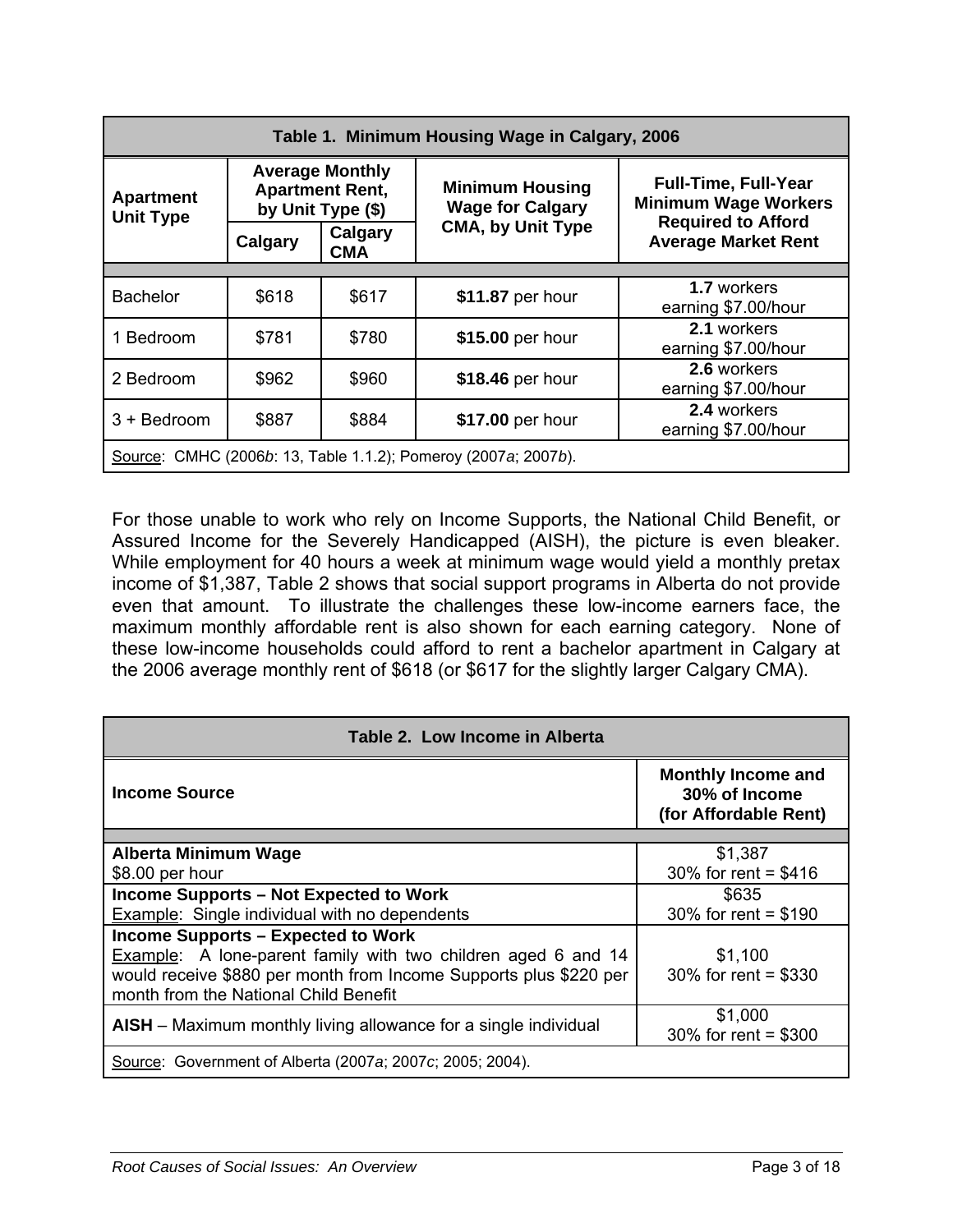| Table 1. Minimum Housing Wage in Calgary, 2006 | | | | |
|---|---|---|---|---|
| **Apartment Unit Type** | **Average Monthly Apartment Rent, by Unit Type ($)** | | **Minimum Housing Wage for Calgary CMA, by Unit Type** | **Full-Time, Full-Year Minimum Wage Workers Required to Afford Average Market Rent** |
| | **Calgary** | **Calgary CMA** | | |
| Bachelor | $618 | $617 | **$11.87** per hour | **1.7** workers earning $7.00/hour |
| 1 Bedroom | $781 | $780 | **$15.00** per hour | **2.1** workers earning $7.00/hour |
| 2 Bedroom | $962 | $960 | **$18.46** per hour | **2.6** workers earning $7.00/hour |
| 3 + Bedroom | $887 | $884 | **$17.00** per hour | **2.4** workers earning $7.00/hour |
| Source: CMHC (2006*b*: 13, Table 1.1.2); Pomeroy (2007*a*; 2007*b*). | | | | |

For those unable to work who rely on Income Supports, the National Child Benefit, or Assured Income for the Severely Handicapped (AISH), the picture is even bleaker. While employment for 40 hours a week at minimum wage would yield a monthly pretax income of $1,387, Table 2 shows that social support programs in Alberta do not provide even that amount. To illustrate the challenges these low-income earners face, the maximum monthly affordable rent is also shown for each earning category. None of these low-income households could afford to rent a bachelor apartment in Calgary at the 2006 average monthly rent of $618 (or $617 for the slightly larger Calgary CMA).

| Table 2. Low Income in Alberta | |
|---|---|
| **Income Source** | **Monthly Income and 30% of Income (for Affordable Rent)** |
| **Alberta Minimum Wage**<br>$8.00 per hour | $1,387<br>30% for rent = $416 |
| **Income Supports – Not Expected to Work**<br>Example: Single individual with no dependents | $635<br>30% for rent = $190 |
| **Income Supports – Expected to Work**<br>Example: A lone-parent family with two children aged 6 and 14 would receive $880 per month from Income Supports plus $220 per month from the National Child Benefit | $1,100<br>30% for rent = $330 |
| **AISH** – Maximum monthly living allowance for a single individual | $1,000<br>30% for rent = $300 |
| Source: Government of Alberta (2007*a*; 2007*c*; 2005; 2004). | |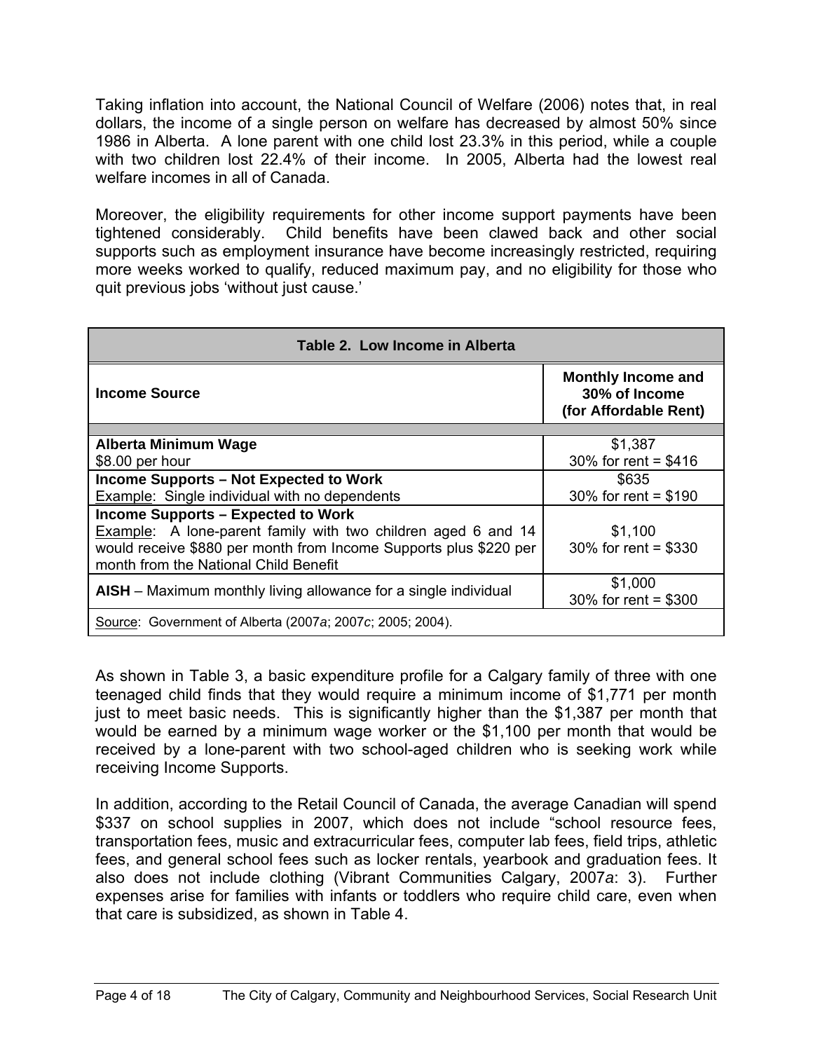Taking inflation into account, the National Council of Welfare (2006) notes that, in real dollars, the income of a single person on welfare has decreased by almost 50% since 1986 in Alberta. A lone parent with one child lost 23.3% in this period, while a couple with two children lost 22.4% of their income. In 2005, Alberta had the lowest real welfare incomes in all of Canada.

Moreover, the eligibility requirements for other income support payments have been tightened considerably. Child benefits have been clawed back and other social supports such as employment insurance have become increasingly restricted, requiring more weeks worked to qualify, reduced maximum pay, and no eligibility for those who quit previous jobs 'without just cause.'

**Table 2. Low Income in Alberta**

| Income Source | Monthly Income and 30% of Income (for Affordable Rent) |
|---|---|
| **Alberta Minimum Wage**<br>$8.00 per hour | $1,387<br>30% for rent = $416 |
| **Income Supports – Not Expected to Work**<br>Example: Single individual with no dependents | $635<br>30% for rent = $190 |
| **Income Supports – Expected to Work**<br>Example: A lone-parent family with two children aged 6 and 14 would receive $880 per month from Income Supports plus $220 per month from the National Child Benefit | $1,100<br>30% for rent = $330 |
| **AISH** – Maximum monthly living allowance for a single individual | $1,000<br>30% for rent = $300 |
| Source: Government of Alberta (2007*a*; 2007*c*; 2005; 2004). | |

As shown in Table 3, a basic expenditure profile for a Calgary family of three with one teenaged child finds that they would require a minimum income of $1,771 per month just to meet basic needs. This is significantly higher than the $1,387 per month that would be earned by a minimum wage worker or the $1,100 per month that would be received by a lone-parent with two school-aged children who is seeking work while receiving Income Supports.

In addition, according to the Retail Council of Canada, the average Canadian will spend $337 on school supplies in 2007, which does not include "school resource fees, transportation fees, music and extracurricular fees, computer lab fees, field trips, athletic fees, and general school fees such as locker rentals, yearbook and graduation fees. It also does not include clothing (Vibrant Communities Calgary, 2007*a*: 3). Further expenses arise for families with infants or toddlers who require child care, even when that care is subsidized, as shown in Table 4.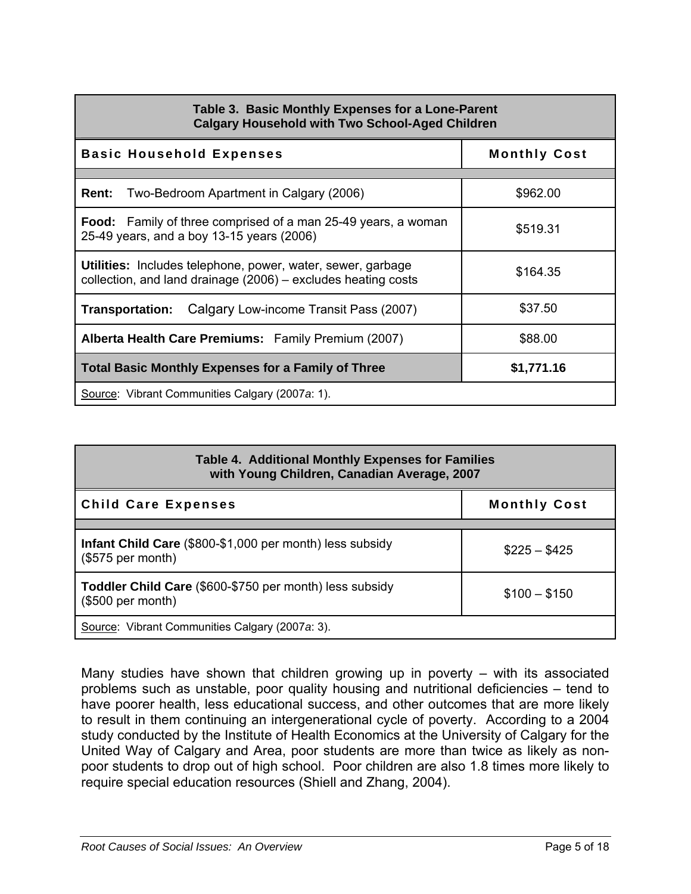**Table 3. Basic Monthly Expenses for a Lone-Parent Calgary Household with Two School-Aged Children**

| Basic Household Expenses | Monthly Cost |
|---|---|
| **Rent:** Two-Bedroom Apartment in Calgary (2006) | $962.00 |
| **Food:** Family of three comprised of a man 25-49 years, a woman 25-49 years, and a boy 13-15 years (2006) | $519.31 |
| **Utilities:** Includes telephone, power, water, sewer, garbage collection, and land drainage (2006) – excludes heating costs | $164.35 |
| **Transportation:** Calgary Low-income Transit Pass (2007) | $37.50 |
| **Alberta Health Care Premiums:** Family Premium (2007) | $88.00 |
| **Total Basic Monthly Expenses for a Family of Three** | **$1,771.16** |

Source: Vibrant Communities Calgary (2007*a*: 1).

**Table 4. Additional Monthly Expenses for Families with Young Children, Canadian Average, 2007**

| Child Care Expenses | Monthly Cost |
|---|---|
| **Infant Child Care** ($800-$1,000 per month) less subsidy ($575 per month) | $225 – $425 |
| **Toddler Child Care** ($600-$750 per month) less subsidy ($500 per month) | $100 – $150 |

Source: Vibrant Communities Calgary (2007*a*: 3).

Many studies have shown that children growing up in poverty – with its associated problems such as unstable, poor quality housing and nutritional deficiencies – tend to have poorer health, less educational success, and other outcomes that are more likely to result in them continuing an intergenerational cycle of poverty. According to a 2004 study conducted by the Institute of Health Economics at the University of Calgary for the United Way of Calgary and Area, poor students are more than twice as likely as non-poor students to drop out of high school. Poor children are also 1.8 times more likely to require special education resources (Shiell and Zhang, 2004).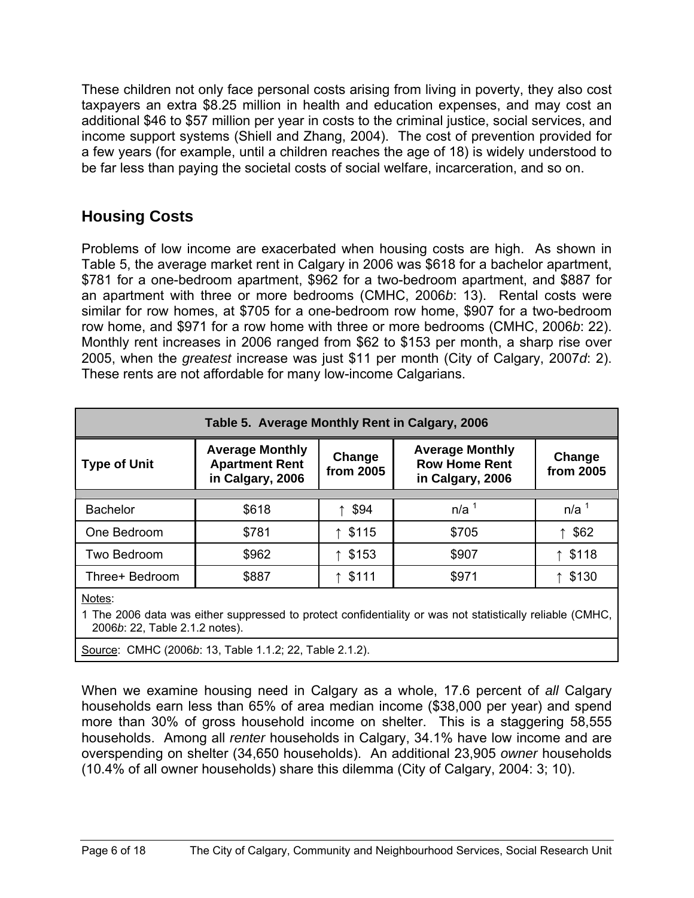These children not only face personal costs arising from living in poverty, they also cost taxpayers an extra $8.25 million in health and education expenses, and may cost an additional $46 to $57 million per year in costs to the criminal justice, social services, and income support systems (Shiell and Zhang, 2004). The cost of prevention provided for a few years (for example, until a children reaches the age of 18) is widely understood to be far less than paying the societal costs of social welfare, incarceration, and so on.

## Housing Costs

Problems of low income are exacerbated when housing costs are high. As shown in Table 5, the average market rent in Calgary in 2006 was $618 for a bachelor apartment, $781 for a one-bedroom apartment, $962 for a two-bedroom apartment, and $887 for an apartment with three or more bedrooms (CMHC, 2006*b*: 13). Rental costs were similar for row homes, at $705 for a one-bedroom row home, $907 for a two-bedroom row home, and $971 for a row home with three or more bedrooms (CMHC, 2006*b*: 22). Monthly rent increases in 2006 ranged from $62 to $153 per month, a sharp rise over 2005, when the *greatest* increase was just $11 per month (City of Calgary, 2007*d*: 2). These rents are not affordable for many low-income Calgarians.

**Table 5. Average Monthly Rent in Calgary, 2006**

| Type of Unit | Average Monthly Apartment Rent in Calgary, 2006 | Change from 2005 | Average Monthly Row Home Rent in Calgary, 2006 | Change from 2005 |
|---|---|---|---|---|
| Bachelor | $618 | ↑ $94 | n/a [1] | n/a [1] |
| One Bedroom | $781 | ↑ $115 | $705 | ↑ $62 |
| Two Bedroom | $962 | ↑ $153 | $907 | ↑ $118 |
| Three+ Bedroom | $887 | ↑ $111 | $971 | ↑ $130 |

Notes:

1 The 2006 data was either suppressed to protect confidentiality or was not statistically reliable (CMHC, 2006*b*: 22, Table 2.1.2 notes).

Source: CMHC (2006*b*: 13, Table 1.1.2; 22, Table 2.1.2).

When we examine housing need in Calgary as a whole, 17.6 percent of *all* Calgary households earn less than 65% of area median income ($38,000 per year) and spend more than 30% of gross household income on shelter. This is a staggering 58,555 households. Among all *renter* households in Calgary, 34.1% have low income and are overspending on shelter (34,650 households). An additional 23,905 *owner* households (10.4% of all owner households) share this dilemma (City of Calgary, 2004: 3; 10).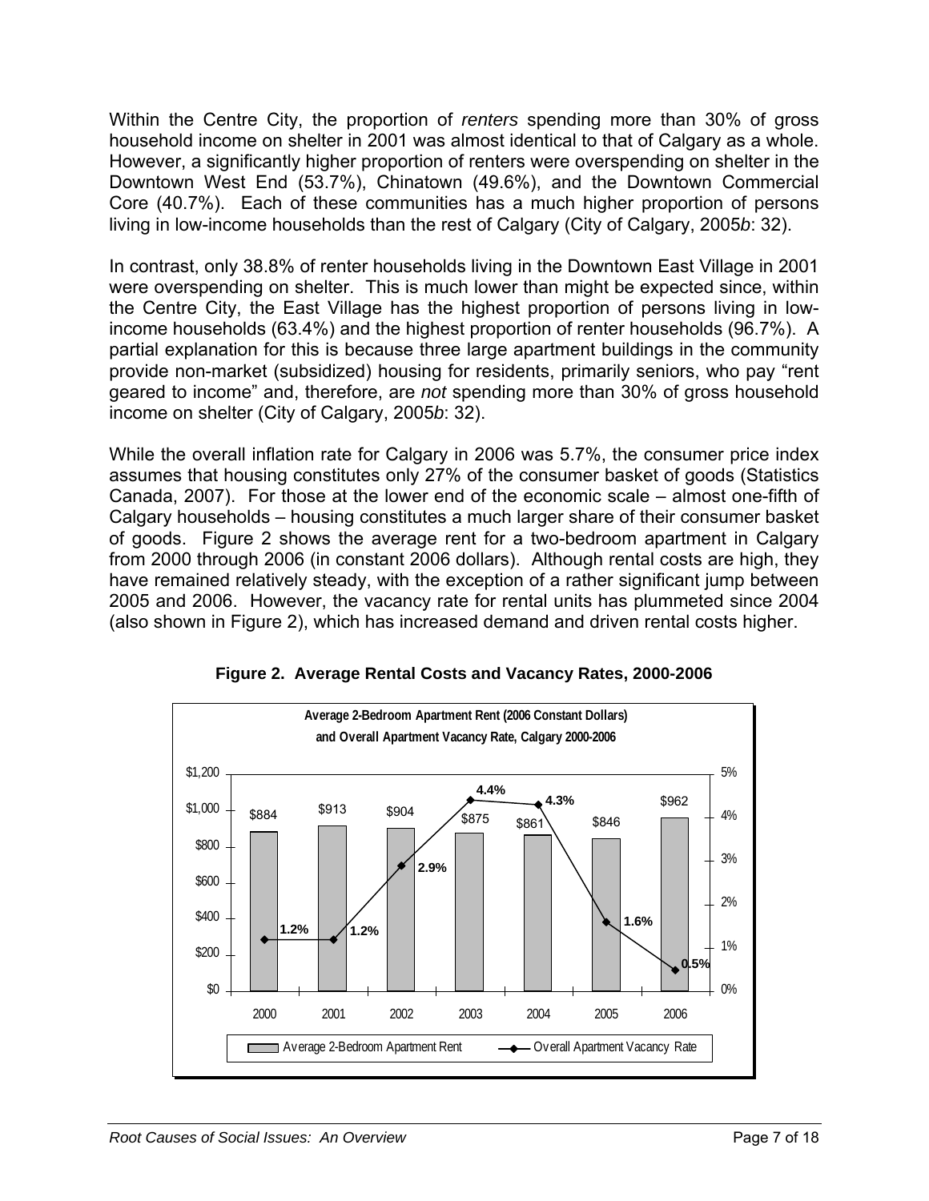Within the Centre City, the proportion of *renters* spending more than 30% of gross household income on shelter in 2001 was almost identical to that of Calgary as a whole. However, a significantly higher proportion of renters were overspending on shelter in the Downtown West End (53.7%), Chinatown (49.6%), and the Downtown Commercial Core (40.7%). Each of these communities has a much higher proportion of persons living in low-income households than the rest of Calgary (City of Calgary, 2005*b*: 32).

In contrast, only 38.8% of renter households living in the Downtown East Village in 2001 were overspending on shelter. This is much lower than might be expected since, within the Centre City, the East Village has the highest proportion of persons living in low-income households (63.4%) and the highest proportion of renter households (96.7%). A partial explanation for this is because three large apartment buildings in the community provide non-market (subsidized) housing for residents, primarily seniors, who pay "rent geared to income" and, therefore, are *not* spending more than 30% of gross household income on shelter (City of Calgary, 2005*b*: 32).

While the overall inflation rate for Calgary in 2006 was 5.7%, the consumer price index assumes that housing constitutes only 27% of the consumer basket of goods (Statistics Canada, 2007). For those at the lower end of the economic scale – almost one-fifth of Calgary households – housing constitutes a much larger share of their consumer basket of goods. Figure 2 shows the average rent for a two-bedroom apartment in Calgary from 2000 through 2006 (in constant 2006 dollars). Although rental costs are high, they have remained relatively steady, with the exception of a rather significant jump between 2005 and 2006. However, the vacancy rate for rental units has plummeted since 2004 (also shown in Figure 2), which has increased demand and driven rental costs higher.

**Figure 2. Average Rental Costs and Vacancy Rates, 2000-2006**

**Average 2-Bedroom Apartment Rent (2006 Constant Dollars) and Overall Apartment Vacancy Rate, Calgary 2000-2006**

| Year | Average 2-Bedroom Apartment Rent | Overall Apartment Vacancy Rate |
|---|---|---|
| 2000 | $884 | 1.2% |
| 2001 | $913 | 1.2% |
| 2002 | $904 | 2.9% |
| 2003 | $875 | 4.4% |
| 2004 | $861 | 4.3% |
| 2005 | $846 | 1.6% |
| 2006 | $962 | 0.5% |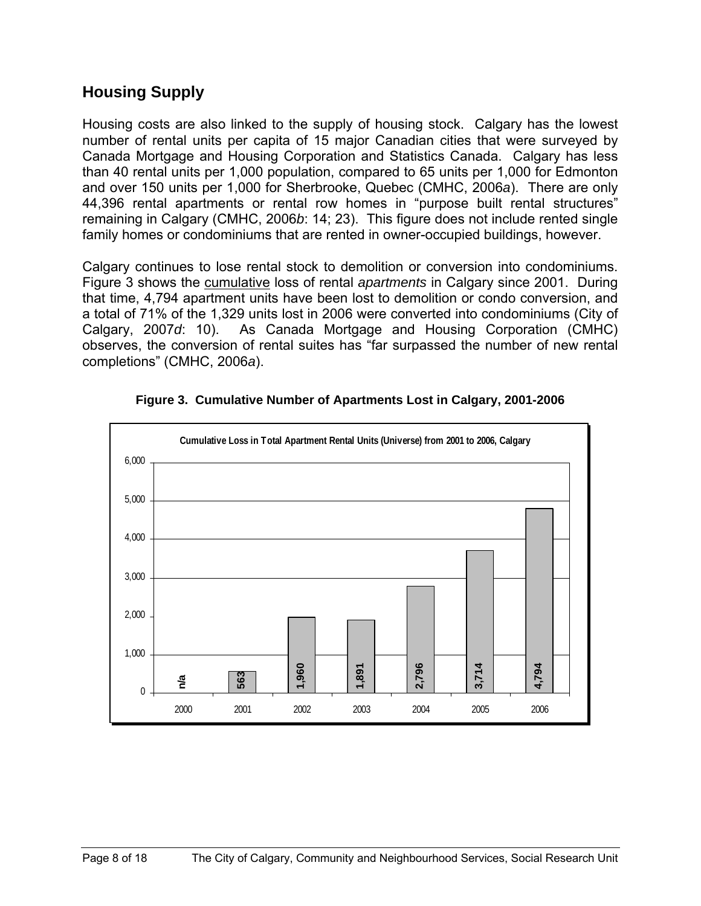## Housing Supply

Housing costs are also linked to the supply of housing stock. Calgary has the lowest number of rental units per capita of 15 major Canadian cities that were surveyed by Canada Mortgage and Housing Corporation and Statistics Canada. Calgary has less than 40 rental units per 1,000 population, compared to 65 units per 1,000 for Edmonton and over 150 units per 1,000 for Sherbrooke, Quebec (CMHC, 2006*a*). There are only 44,396 rental apartments or rental row homes in "purpose built rental structures" remaining in Calgary (CMHC, 2006*b*: 14; 23). This figure does not include rented single family homes or condominiums that are rented in owner-occupied buildings, however.

Calgary continues to lose rental stock to demolition or conversion into condominiums. Figure 3 shows the <u>cumulative</u> loss of rental *apartments* in Calgary since 2001. During that time, 4,794 apartment units have been lost to demolition or condo conversion, and a total of 71% of the 1,329 units lost in 2006 were converted into condominiums (City of Calgary, 2007*d*: 10). As Canada Mortgage and Housing Corporation (CMHC) observes, the conversion of rental suites has "far surpassed the number of new rental completions" (CMHC, 2006*a*).

**Figure 3. Cumulative Number of Apartments Lost in Calgary, 2001-2006**

Cumulative Loss in Total Apartment Rental Units (Universe) from 2001 to 2006, Calgary

| Year | Cumulative Loss |
|---|---|
| 2000 | n/a |
| 2001 | 563 |
| 2002 | 1,960 |
| 2003 | 1,891 |
| 2004 | 2,796 |
| 2005 | 3,714 |
| 2006 | 4,794 |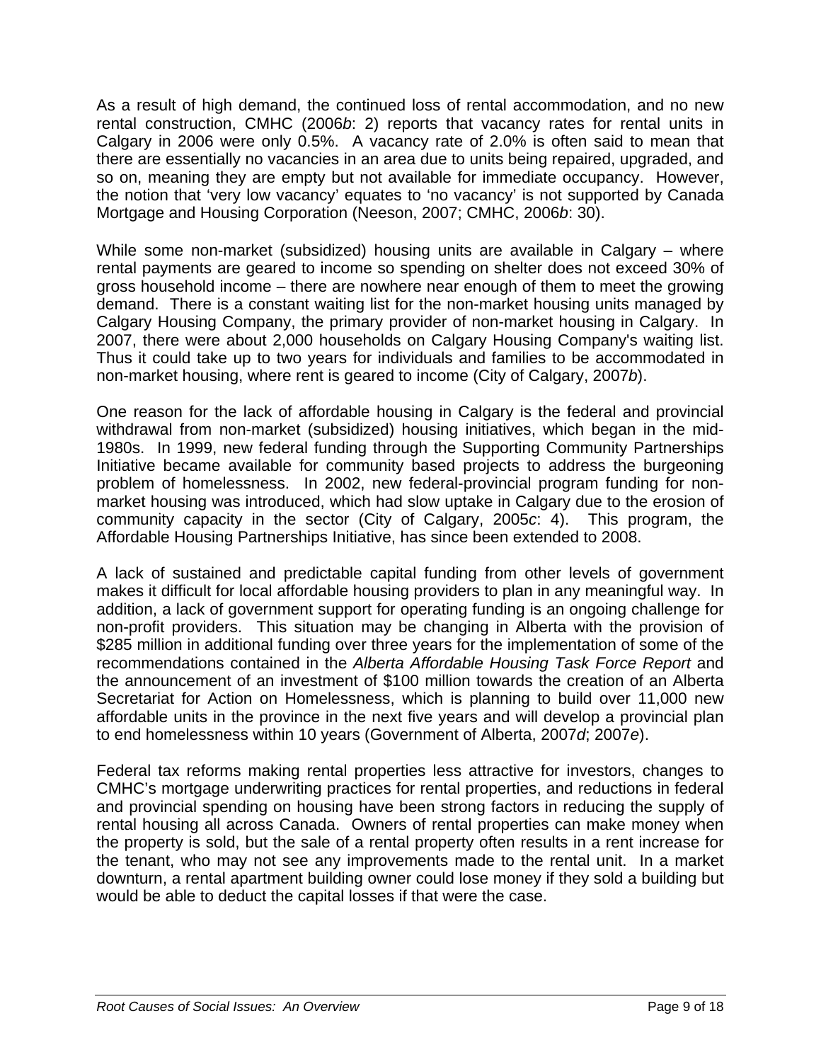As a result of high demand, the continued loss of rental accommodation, and no new rental construction, CMHC (2006*b*: 2) reports that vacancy rates for rental units in Calgary in 2006 were only 0.5%. A vacancy rate of 2.0% is often said to mean that there are essentially no vacancies in an area due to units being repaired, upgraded, and so on, meaning they are empty but not available for immediate occupancy. However, the notion that 'very low vacancy' equates to 'no vacancy' is not supported by Canada Mortgage and Housing Corporation (Neeson, 2007; CMHC, 2006*b*: 30).

While some non-market (subsidized) housing units are available in Calgary – where rental payments are geared to income so spending on shelter does not exceed 30% of gross household income – there are nowhere near enough of them to meet the growing demand. There is a constant waiting list for the non-market housing units managed by Calgary Housing Company, the primary provider of non-market housing in Calgary. In 2007, there were about 2,000 households on Calgary Housing Company's waiting list. Thus it could take up to two years for individuals and families to be accommodated in non-market housing, where rent is geared to income (City of Calgary, 2007*b*).

One reason for the lack of affordable housing in Calgary is the federal and provincial withdrawal from non-market (subsidized) housing initiatives, which began in the mid-1980s. In 1999, new federal funding through the Supporting Community Partnerships Initiative became available for community based projects to address the burgeoning problem of homelessness. In 2002, new federal-provincial program funding for non-market housing was introduced, which had slow uptake in Calgary due to the erosion of community capacity in the sector (City of Calgary, 2005*c*: 4). This program, the Affordable Housing Partnerships Initiative, has since been extended to 2008.

A lack of sustained and predictable capital funding from other levels of government makes it difficult for local affordable housing providers to plan in any meaningful way. In addition, a lack of government support for operating funding is an ongoing challenge for non-profit providers. This situation may be changing in Alberta with the provision of $285 million in additional funding over three years for the implementation of some of the recommendations contained in the *Alberta Affordable Housing Task Force Report* and the announcement of an investment of $100 million towards the creation of an Alberta Secretariat for Action on Homelessness, which is planning to build over 11,000 new affordable units in the province in the next five years and will develop a provincial plan to end homelessness within 10 years (Government of Alberta, 2007*d*; 2007*e*).

Federal tax reforms making rental properties less attractive for investors, changes to CMHC's mortgage underwriting practices for rental properties, and reductions in federal and provincial spending on housing have been strong factors in reducing the supply of rental housing all across Canada. Owners of rental properties can make money when the property is sold, but the sale of a rental property often results in a rent increase for the tenant, who may not see any improvements made to the rental unit. In a market downturn, a rental apartment building owner could lose money if they sold a building but would be able to deduct the capital losses if that were the case.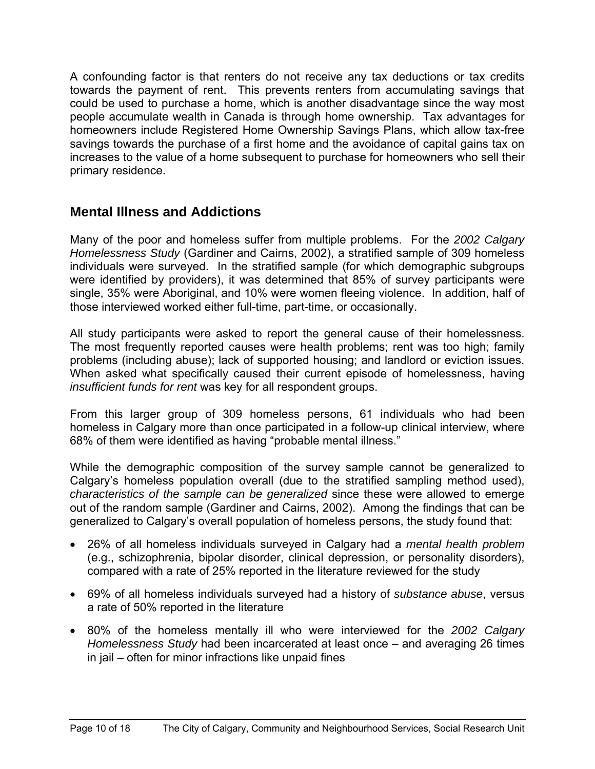A confounding factor is that renters do not receive any tax deductions or tax credits towards the payment of rent. This prevents renters from accumulating savings that could be used to purchase a home, which is another disadvantage since the way most people accumulate wealth in Canada is through home ownership. Tax advantages for homeowners include Registered Home Ownership Savings Plans, which allow tax-free savings towards the purchase of a first home and the avoidance of capital gains tax on increases to the value of a home subsequent to purchase for homeowners who sell their primary residence.

## Mental Illness and Addictions

Many of the poor and homeless suffer from multiple problems. For the *2002 Calgary Homelessness Study* (Gardiner and Cairns, 2002), a stratified sample of 309 homeless individuals were surveyed. In the stratified sample (for which demographic subgroups were identified by providers), it was determined that 85% of survey participants were single, 35% were Aboriginal, and 10% were women fleeing violence. In addition, half of those interviewed worked either full-time, part-time, or occasionally.

All study participants were asked to report the general cause of their homelessness. The most frequently reported causes were health problems; rent was too high; family problems (including abuse); lack of supported housing; and landlord or eviction issues. When asked what specifically caused their current episode of homelessness, having *insufficient funds for rent* was key for all respondent groups.

From this larger group of 309 homeless persons, 61 individuals who had been homeless in Calgary more than once participated in a follow-up clinical interview, where 68% of them were identified as having "probable mental illness."

While the demographic composition of the survey sample cannot be generalized to Calgary's homeless population overall (due to the stratified sampling method used), *characteristics of the sample can be generalized* since these were allowed to emerge out of the random sample (Gardiner and Cairns, 2002). Among the findings that can be generalized to Calgary's overall population of homeless persons, the study found that:

- 26% of all homeless individuals surveyed in Calgary had a *mental health problem* (e.g., schizophrenia, bipolar disorder, clinical depression, or personality disorders), compared with a rate of 25% reported in the literature reviewed for the study
- 69% of all homeless individuals surveyed had a history of *substance abuse*, versus a rate of 50% reported in the literature
- 80% of the homeless mentally ill who were interviewed for the *2002 Calgary Homelessness Study* had been incarcerated at least once – and averaging 26 times in jail – often for minor infractions like unpaid fines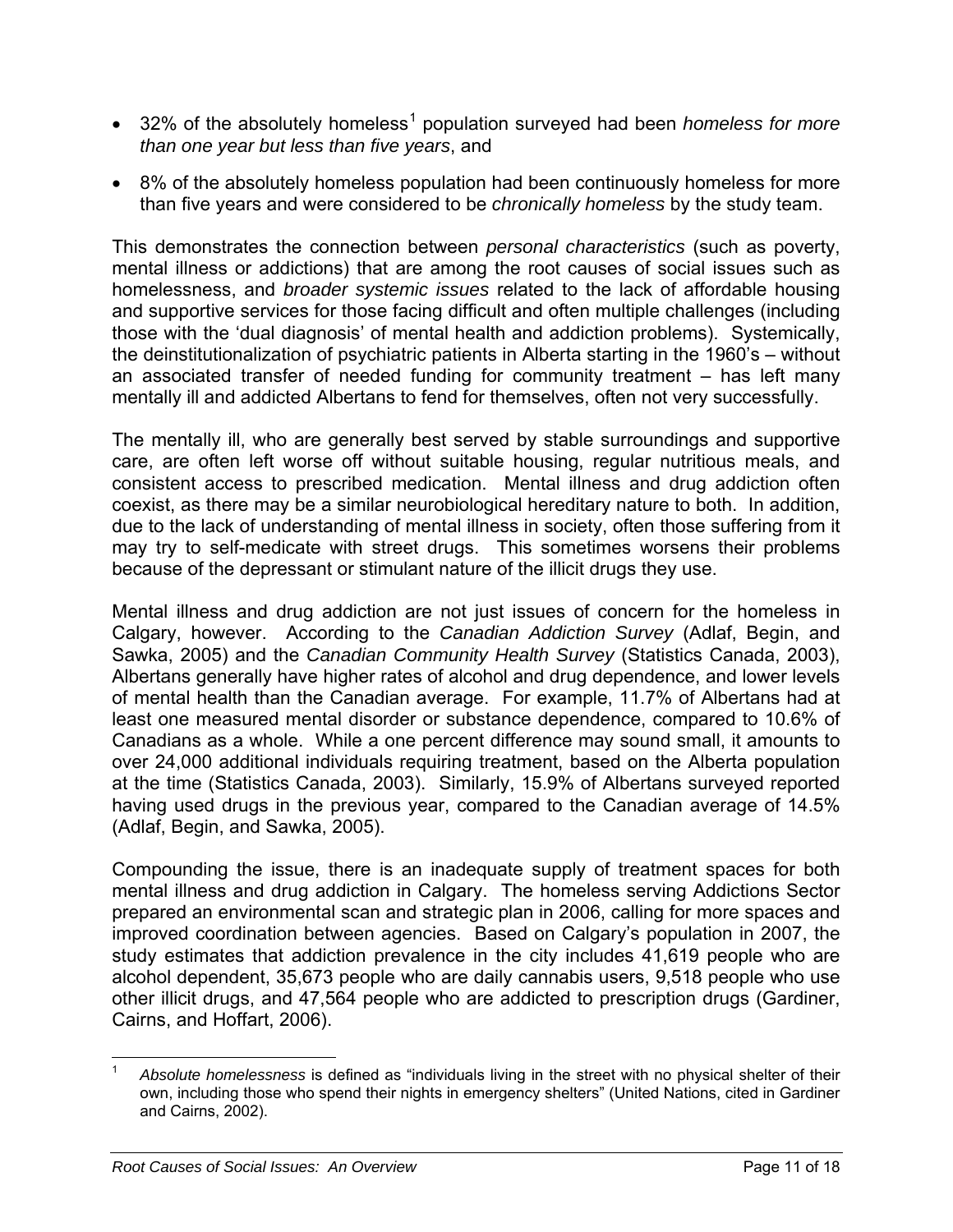- 32% of the absolutely homeless[1] population surveyed had been *homeless for more than one year but less than five years*, and
- 8% of the absolutely homeless population had been continuously homeless for more than five years and were considered to be *chronically homeless* by the study team.

This demonstrates the connection between *personal characteristics* (such as poverty, mental illness or addictions) that are among the root causes of social issues such as homelessness, and *broader systemic issues* related to the lack of affordable housing and supportive services for those facing difficult and often multiple challenges (including those with the 'dual diagnosis' of mental health and addiction problems). Systemically, the deinstitutionalization of psychiatric patients in Alberta starting in the 1960's – without an associated transfer of needed funding for community treatment – has left many mentally ill and addicted Albertans to fend for themselves, often not very successfully.

The mentally ill, who are generally best served by stable surroundings and supportive care, are often left worse off without suitable housing, regular nutritious meals, and consistent access to prescribed medication. Mental illness and drug addiction often coexist, as there may be a similar neurobiological hereditary nature to both. In addition, due to the lack of understanding of mental illness in society, often those suffering from it may try to self-medicate with street drugs. This sometimes worsens their problems because of the depressant or stimulant nature of the illicit drugs they use.

Mental illness and drug addiction are not just issues of concern for the homeless in Calgary, however. According to the *Canadian Addiction Survey* (Adlaf, Begin, and Sawka, 2005) and the *Canadian Community Health Survey* (Statistics Canada, 2003), Albertans generally have higher rates of alcohol and drug dependence, and lower levels of mental health than the Canadian average. For example, 11.7% of Albertans had at least one measured mental disorder or substance dependence, compared to 10.6% of Canadians as a whole. While a one percent difference may sound small, it amounts to over 24,000 additional individuals requiring treatment, based on the Alberta population at the time (Statistics Canada, 2003). Similarly, 15.9% of Albertans surveyed reported having used drugs in the previous year, compared to the Canadian average of 14.5% (Adlaf, Begin, and Sawka, 2005).

Compounding the issue, there is an inadequate supply of treatment spaces for both mental illness and drug addiction in Calgary. The homeless serving Addictions Sector prepared an environmental scan and strategic plan in 2006, calling for more spaces and improved coordination between agencies. Based on Calgary's population in 2007, the study estimates that addiction prevalence in the city includes 41,619 people who are alcohol dependent, 35,673 people who are daily cannabis users, 9,518 people who use other illicit drugs, and 47,564 people who are addicted to prescription drugs (Gardiner, Cairns, and Hoffart, 2006).

[1] *Absolute homelessness* is defined as "individuals living in the street with no physical shelter of their own, including those who spend their nights in emergency shelters" (United Nations, cited in Gardiner and Cairns, 2002).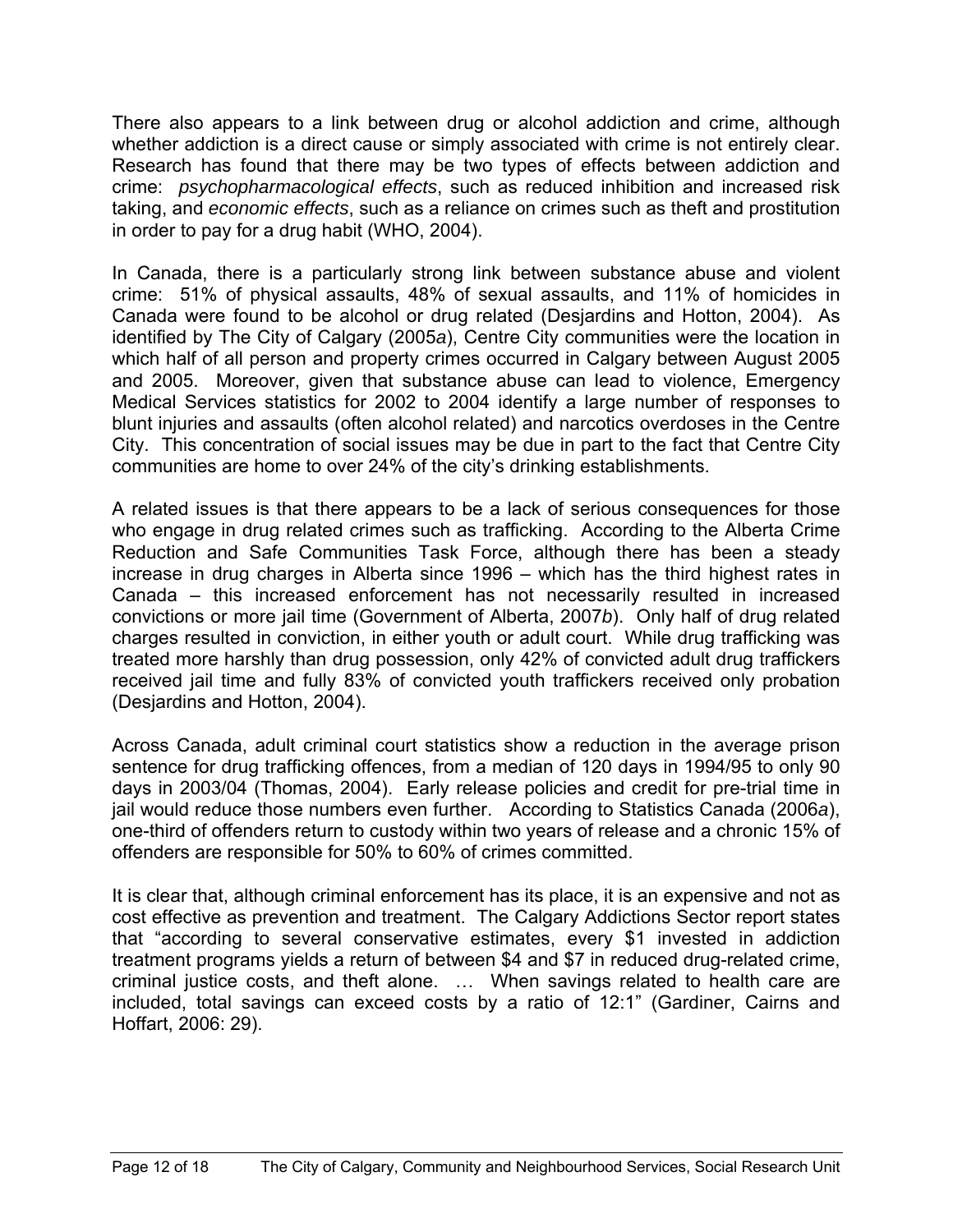There also appears to a link between drug or alcohol addiction and crime, although whether addiction is a direct cause or simply associated with crime is not entirely clear. Research has found that there may be two types of effects between addiction and crime: *psychopharmacological effects*, such as reduced inhibition and increased risk taking, and *economic effects*, such as a reliance on crimes such as theft and prostitution in order to pay for a drug habit (WHO, 2004).

In Canada, there is a particularly strong link between substance abuse and violent crime: 51% of physical assaults, 48% of sexual assaults, and 11% of homicides in Canada were found to be alcohol or drug related (Desjardins and Hotton, 2004). As identified by The City of Calgary (2005*a*), Centre City communities were the location in which half of all person and property crimes occurred in Calgary between August 2005 and 2005. Moreover, given that substance abuse can lead to violence, Emergency Medical Services statistics for 2002 to 2004 identify a large number of responses to blunt injuries and assaults (often alcohol related) and narcotics overdoses in the Centre City. This concentration of social issues may be due in part to the fact that Centre City communities are home to over 24% of the city's drinking establishments.

A related issues is that there appears to be a lack of serious consequences for those who engage in drug related crimes such as trafficking. According to the Alberta Crime Reduction and Safe Communities Task Force, although there has been a steady increase in drug charges in Alberta since 1996 – which has the third highest rates in Canada – this increased enforcement has not necessarily resulted in increased convictions or more jail time (Government of Alberta, 2007*b*). Only half of drug related charges resulted in conviction, in either youth or adult court. While drug trafficking was treated more harshly than drug possession, only 42% of convicted adult drug traffickers received jail time and fully 83% of convicted youth traffickers received only probation (Desjardins and Hotton, 2004).

Across Canada, adult criminal court statistics show a reduction in the average prison sentence for drug trafficking offences, from a median of 120 days in 1994/95 to only 90 days in 2003/04 (Thomas, 2004). Early release policies and credit for pre-trial time in jail would reduce those numbers even further. According to Statistics Canada (2006*a*), one-third of offenders return to custody within two years of release and a chronic 15% of offenders are responsible for 50% to 60% of crimes committed.

It is clear that, although criminal enforcement has its place, it is an expensive and not as cost effective as prevention and treatment. The Calgary Addictions Sector report states that "according to several conservative estimates, every $1 invested in addiction treatment programs yields a return of between $4 and $7 in reduced drug-related crime, criminal justice costs, and theft alone. … When savings related to health care are included, total savings can exceed costs by a ratio of 12:1" (Gardiner, Cairns and Hoffart, 2006: 29).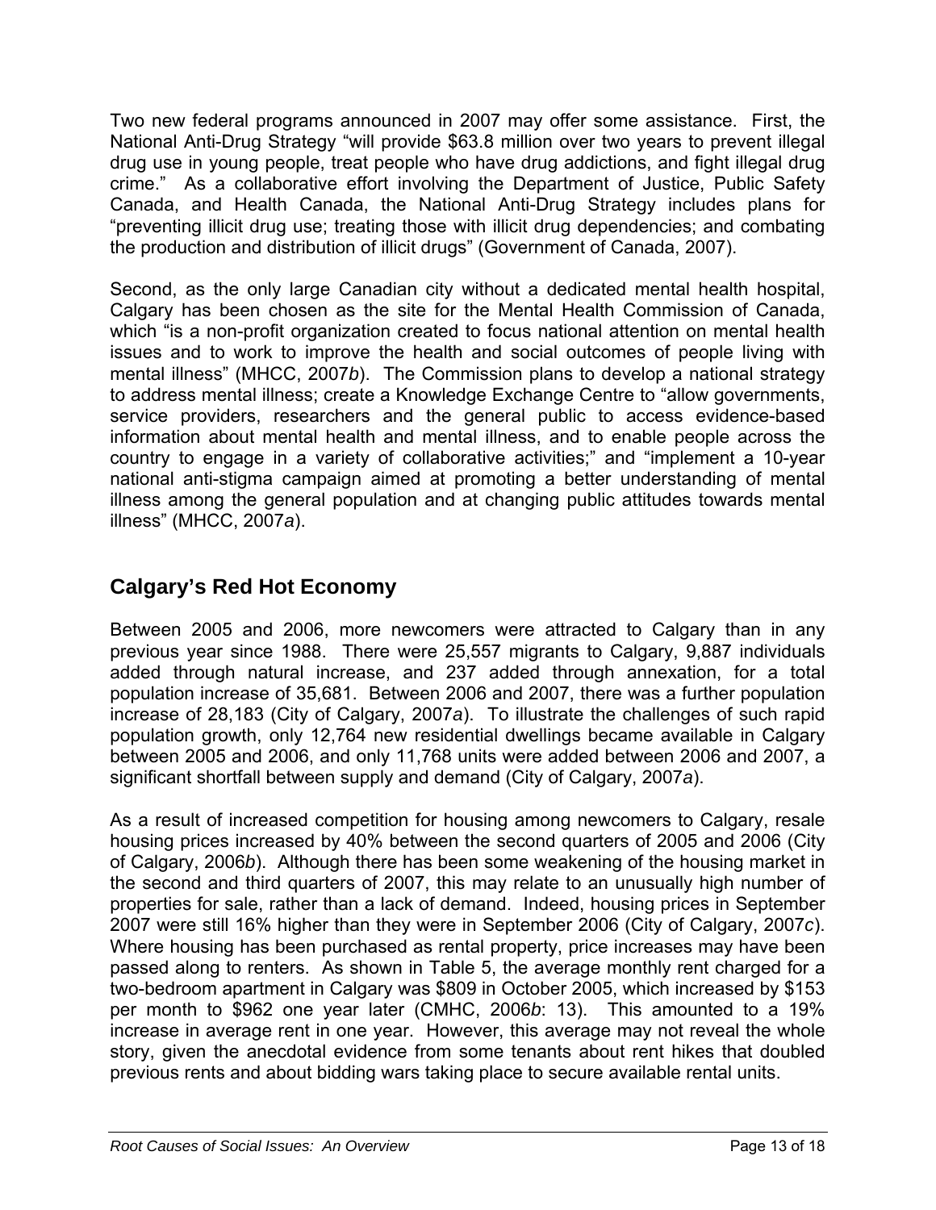Two new federal programs announced in 2007 may offer some assistance. First, the National Anti-Drug Strategy "will provide $63.8 million over two years to prevent illegal drug use in young people, treat people who have drug addictions, and fight illegal drug crime." As a collaborative effort involving the Department of Justice, Public Safety Canada, and Health Canada, the National Anti-Drug Strategy includes plans for "preventing illicit drug use; treating those with illicit drug dependencies; and combating the production and distribution of illicit drugs" (Government of Canada, 2007).

Second, as the only large Canadian city without a dedicated mental health hospital, Calgary has been chosen as the site for the Mental Health Commission of Canada, which "is a non-profit organization created to focus national attention on mental health issues and to work to improve the health and social outcomes of people living with mental illness" (MHCC, 2007*b*). The Commission plans to develop a national strategy to address mental illness; create a Knowledge Exchange Centre to "allow governments, service providers, researchers and the general public to access evidence-based information about mental health and mental illness, and to enable people across the country to engage in a variety of collaborative activities;" and "implement a 10-year national anti-stigma campaign aimed at promoting a better understanding of mental illness among the general population and at changing public attitudes towards mental illness" (MHCC, 2007*a*).

## Calgary's Red Hot Economy

Between 2005 and 2006, more newcomers were attracted to Calgary than in any previous year since 1988. There were 25,557 migrants to Calgary, 9,887 individuals added through natural increase, and 237 added through annexation, for a total population increase of 35,681. Between 2006 and 2007, there was a further population increase of 28,183 (City of Calgary, 2007*a*). To illustrate the challenges of such rapid population growth, only 12,764 new residential dwellings became available in Calgary between 2005 and 2006, and only 11,768 units were added between 2006 and 2007, a significant shortfall between supply and demand (City of Calgary, 2007*a*).

As a result of increased competition for housing among newcomers to Calgary, resale housing prices increased by 40% between the second quarters of 2005 and 2006 (City of Calgary, 2006*b*). Although there has been some weakening of the housing market in the second and third quarters of 2007, this may relate to an unusually high number of properties for sale, rather than a lack of demand. Indeed, housing prices in September 2007 were still 16% higher than they were in September 2006 (City of Calgary, 2007*c*). Where housing has been purchased as rental property, price increases may have been passed along to renters. As shown in Table 5, the average monthly rent charged for a two-bedroom apartment in Calgary was $809 in October 2005, which increased by $153 per month to $962 one year later (CMHC, 2006*b*: 13). This amounted to a 19% increase in average rent in one year. However, this average may not reveal the whole story, given the anecdotal evidence from some tenants about rent hikes that doubled previous rents and about bidding wars taking place to secure available rental units.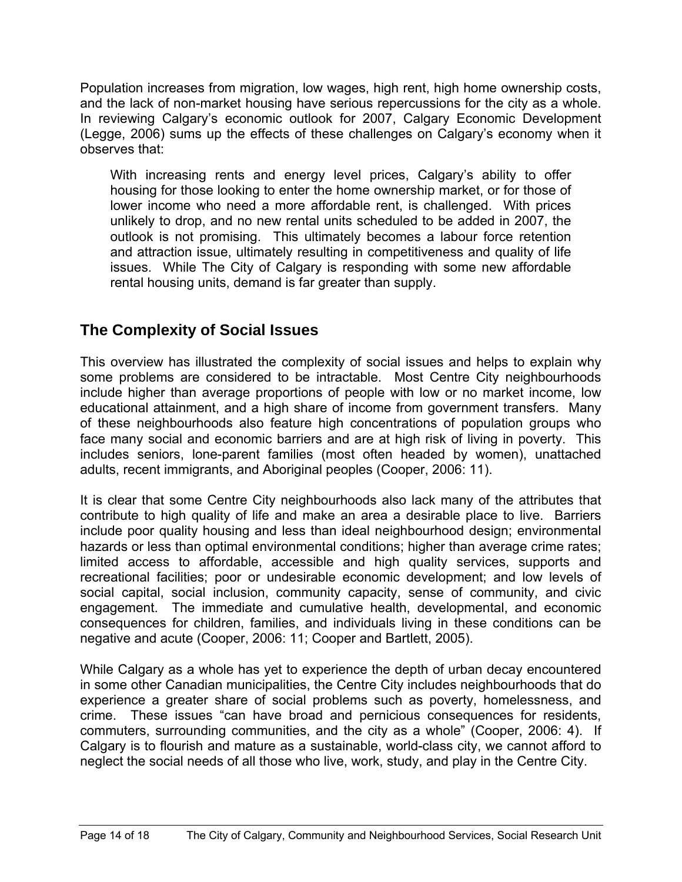Population increases from migration, low wages, high rent, high home ownership costs, and the lack of non-market housing have serious repercussions for the city as a whole. In reviewing Calgary's economic outlook for 2007, Calgary Economic Development (Legge, 2006) sums up the effects of these challenges on Calgary's economy when it observes that:

> With increasing rents and energy level prices, Calgary's ability to offer housing for those looking to enter the home ownership market, or for those of lower income who need a more affordable rent, is challenged. With prices unlikely to drop, and no new rental units scheduled to be added in 2007, the outlook is not promising. This ultimately becomes a labour force retention and attraction issue, ultimately resulting in competitiveness and quality of life issues. While The City of Calgary is responding with some new affordable rental housing units, demand is far greater than supply.

## The Complexity of Social Issues

This overview has illustrated the complexity of social issues and helps to explain why some problems are considered to be intractable. Most Centre City neighbourhoods include higher than average proportions of people with low or no market income, low educational attainment, and a high share of income from government transfers. Many of these neighbourhoods also feature high concentrations of population groups who face many social and economic barriers and are at high risk of living in poverty. This includes seniors, lone-parent families (most often headed by women), unattached adults, recent immigrants, and Aboriginal peoples (Cooper, 2006: 11).

It is clear that some Centre City neighbourhoods also lack many of the attributes that contribute to high quality of life and make an area a desirable place to live. Barriers include poor quality housing and less than ideal neighbourhood design; environmental hazards or less than optimal environmental conditions; higher than average crime rates; limited access to affordable, accessible and high quality services, supports and recreational facilities; poor or undesirable economic development; and low levels of social capital, social inclusion, community capacity, sense of community, and civic engagement. The immediate and cumulative health, developmental, and economic consequences for children, families, and individuals living in these conditions can be negative and acute (Cooper, 2006: 11; Cooper and Bartlett, 2005).

While Calgary as a whole has yet to experience the depth of urban decay encountered in some other Canadian municipalities, the Centre City includes neighbourhoods that do experience a greater share of social problems such as poverty, homelessness, and crime. These issues "can have broad and pernicious consequences for residents, commuters, surrounding communities, and the city as a whole" (Cooper, 2006: 4). If Calgary is to flourish and mature as a sustainable, world-class city, we cannot afford to neglect the social needs of all those who live, work, study, and play in the Centre City.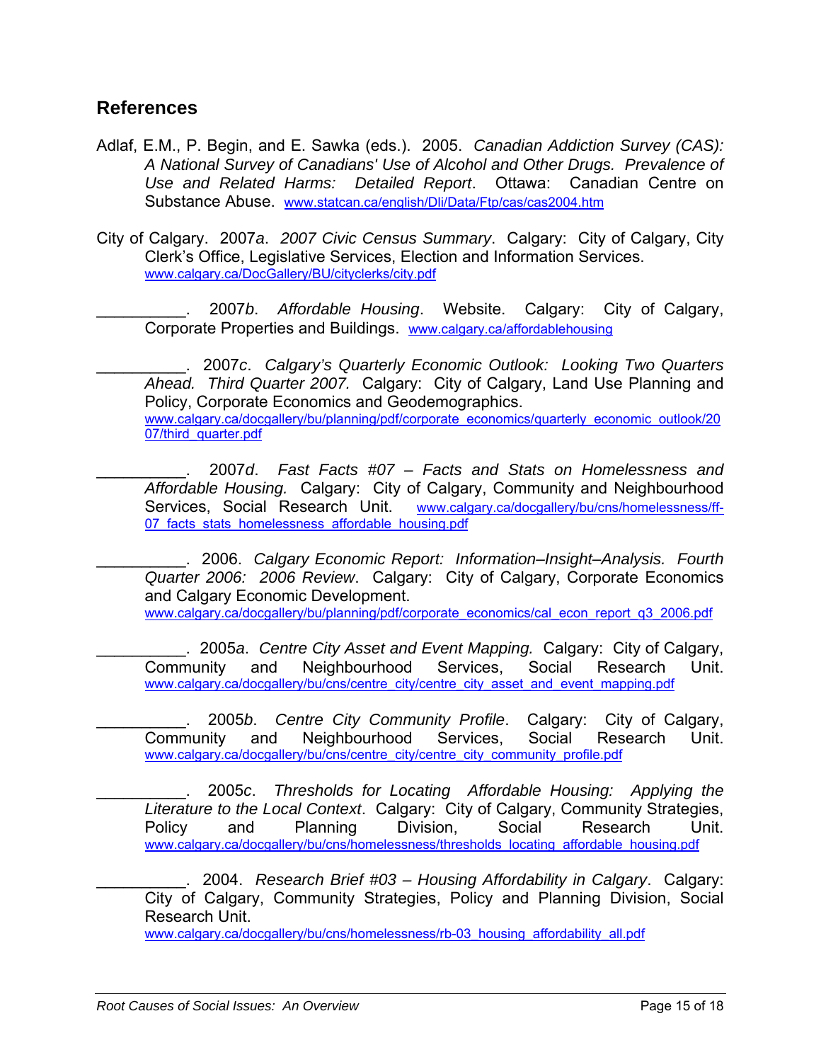## References

Adlaf, E.M., P. Begin, and E. Sawka (eds.). 2005. *Canadian Addiction Survey (CAS): A National Survey of Canadians' Use of Alcohol and Other Drugs. Prevalence of Use and Related Harms: Detailed Report*. Ottawa: Canadian Centre on Substance Abuse. www.statcan.ca/english/Dli/Data/Ftp/cas/cas2004.htm

City of Calgary. 2007*a*. *2007 Civic Census Summary*. Calgary: City of Calgary, City Clerk's Office, Legislative Services, Election and Information Services. www.calgary.ca/DocGallery/BU/cityclerks/city.pdf

__________. 2007*b*. *Affordable Housing*. Website. Calgary: City of Calgary, Corporate Properties and Buildings. www.calgary.ca/affordablehousing

__________. 2007*c*. *Calgary's Quarterly Economic Outlook: Looking Two Quarters Ahead. Third Quarter 2007.* Calgary: City of Calgary, Land Use Planning and Policy, Corporate Economics and Geodemographics. www.calgary.ca/docgallery/bu/planning/pdf/corporate_economics/quarterly_economic_outlook/2007/third_quarter.pdf

__________. 2007*d*. *Fast Facts #07 – Facts and Stats on Homelessness and Affordable Housing.* Calgary: City of Calgary, Community and Neighbourhood Services, Social Research Unit. www.calgary.ca/docgallery/bu/cns/homelessness/ff-07_facts_stats_homelessness_affordable_housing.pdf

__________. 2006. *Calgary Economic Report: Information–Insight–Analysis. Fourth Quarter 2006: 2006 Review*. Calgary: City of Calgary, Corporate Economics and Calgary Economic Development. www.calgary.ca/docgallery/bu/planning/pdf/corporate_economics/cal_econ_report_q3_2006.pdf

__________. 2005*a*. *Centre City Asset and Event Mapping.* Calgary: City of Calgary, Community and Neighbourhood Services, Social Research Unit. www.calgary.ca/docgallery/bu/cns/centre_city/centre_city_asset_and_event_mapping.pdf

__________. 2005*b*. *Centre City Community Profile*. Calgary: City of Calgary, Community and Neighbourhood Services, Social Research Unit. www.calgary.ca/docgallery/bu/cns/centre_city/centre_city_community_profile.pdf

__________. 2005*c*. *Thresholds for Locating Affordable Housing: Applying the Literature to the Local Context*. Calgary: City of Calgary, Community Strategies, Policy and Planning Division, Social Research Unit. www.calgary.ca/docgallery/bu/cns/homelessness/thresholds_locating_affordable_housing.pdf

__________. 2004. *Research Brief #03 – Housing Affordability in Calgary*. Calgary: City of Calgary, Community Strategies, Policy and Planning Division, Social Research Unit. www.calgary.ca/docgallery/bu/cns/homelessness/rb-03_housing_affordability_all.pdf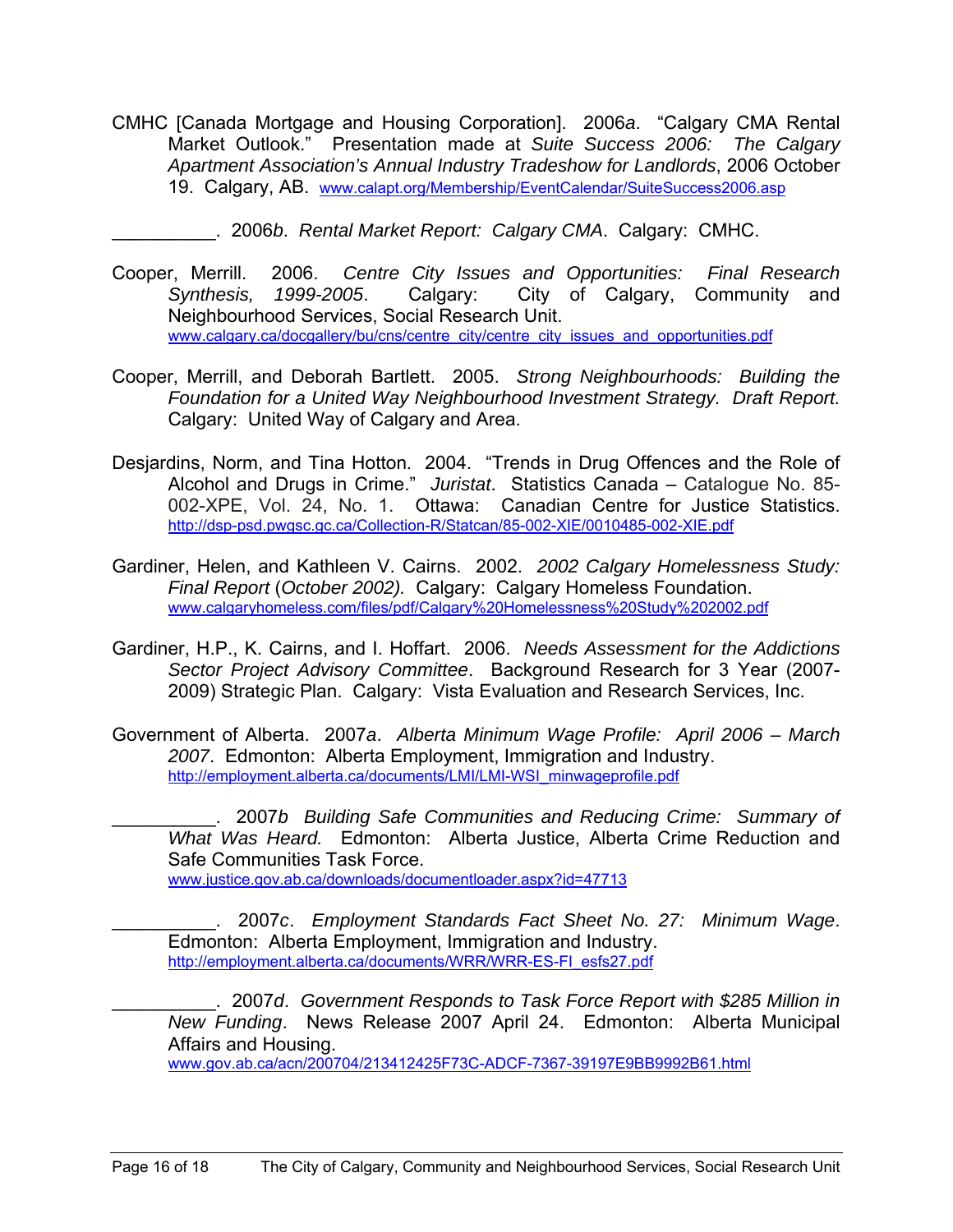CMHC [Canada Mortgage and Housing Corporation]. 2006*a*. "Calgary CMA Rental Market Outlook." Presentation made at *Suite Success 2006: The Calgary Apartment Association's Annual Industry Tradeshow for Landlords*, 2006 October 19. Calgary, AB. www.calapt.org/Membership/EventCalendar/SuiteSuccess2006.asp

__________. 2006*b*. *Rental Market Report: Calgary CMA*. Calgary: CMHC.

Cooper, Merrill. 2006. *Centre City Issues and Opportunities: Final Research Synthesis, 1999-2005*. Calgary: City of Calgary, Community and Neighbourhood Services, Social Research Unit. www.calgary.ca/docgallery/bu/cns/centre_city/centre_city_issues_and_opportunities.pdf

Cooper, Merrill, and Deborah Bartlett. 2005. *Strong Neighbourhoods: Building the Foundation for a United Way Neighbourhood Investment Strategy. Draft Report.* Calgary: United Way of Calgary and Area.

Desjardins, Norm, and Tina Hotton. 2004. "Trends in Drug Offences and the Role of Alcohol and Drugs in Crime." *Juristat*. Statistics Canada – Catalogue No. 85-002-XPE, Vol. 24, No. 1. Ottawa: Canadian Centre for Justice Statistics. http://dsp-psd.pwgsc.gc.ca/Collection-R/Statcan/85-002-XIE/0010485-002-XIE.pdf

Gardiner, Helen, and Kathleen V. Cairns. 2002. *2002 Calgary Homelessness Study: Final Report* (*October 2002).* Calgary: Calgary Homeless Foundation. www.calgaryhomeless.com/files/pdf/Calgary%20Homelessness%20Study%202002.pdf

Gardiner, H.P., K. Cairns, and I. Hoffart. 2006. *Needs Assessment for the Addictions Sector Project Advisory Committee*. Background Research for 3 Year (2007-2009) Strategic Plan. Calgary: Vista Evaluation and Research Services, Inc.

Government of Alberta. 2007*a*. *Alberta Minimum Wage Profile: April 2006 – March 2007*. Edmonton: Alberta Employment, Immigration and Industry. http://employment.alberta.ca/documents/LMI/LMI-WSI_minwageprofile.pdf

__________. 2007*b* *Building Safe Communities and Reducing Crime: Summary of What Was Heard.* Edmonton: Alberta Justice, Alberta Crime Reduction and Safe Communities Task Force. www.justice.gov.ab.ca/downloads/documentloader.aspx?id=47713

__________. 2007*c*. *Employment Standards Fact Sheet No. 27: Minimum Wage*. Edmonton: Alberta Employment, Immigration and Industry. http://employment.alberta.ca/documents/WRR/WRR-ES-FI_esfs27.pdf

__________. 2007*d*. *Government Responds to Task Force Report with $285 Million in New Funding*. News Release 2007 April 24. Edmonton: Alberta Municipal Affairs and Housing. www.gov.ab.ca/acn/200704/213412425F73C-ADCF-7367-39197E9BB9992B61.html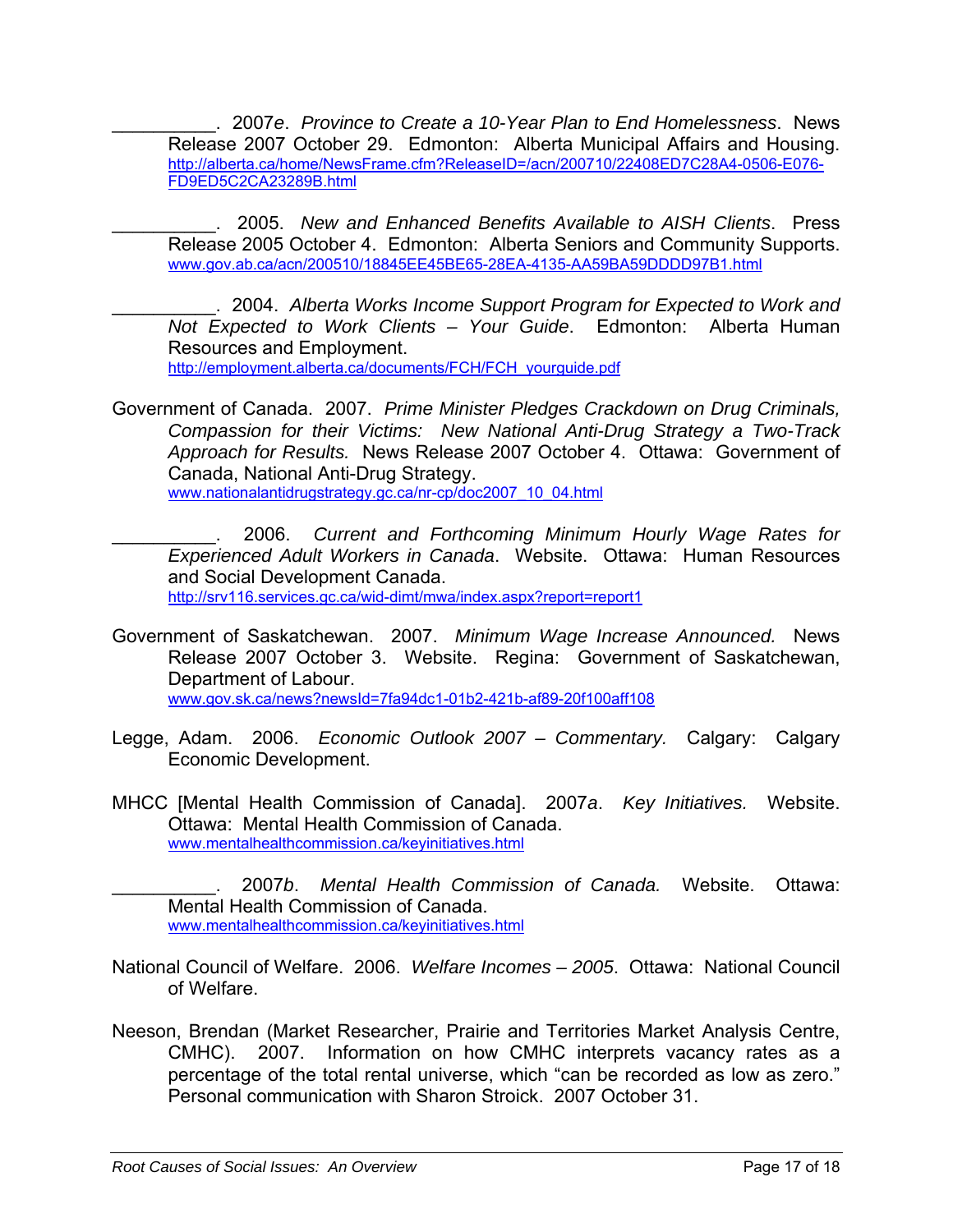__________. 2007*e*. *Province to Create a 10-Year Plan to End Homelessness*. News Release 2007 October 29. Edmonton: Alberta Municipal Affairs and Housing. http://alberta.ca/home/NewsFrame.cfm?ReleaseID=/acn/200710/22408ED7C28A4-0506-E076-FD9ED5C2CA23289B.html

__________. 2005. *New and Enhanced Benefits Available to AISH Clients*. Press Release 2005 October 4. Edmonton: Alberta Seniors and Community Supports. www.gov.ab.ca/acn/200510/18845EE45BE65-28EA-4135-AA59BA59DDDD97B1.html

__________. 2004. *Alberta Works Income Support Program for Expected to Work and Not Expected to Work Clients – Your Guide*. Edmonton: Alberta Human Resources and Employment. http://employment.alberta.ca/documents/FCH/FCH_yourguide.pdf

Government of Canada. 2007. *Prime Minister Pledges Crackdown on Drug Criminals, Compassion for their Victims: New National Anti-Drug Strategy a Two-Track Approach for Results.* News Release 2007 October 4. Ottawa: Government of Canada, National Anti-Drug Strategy. www.nationalantidrugstrategy.gc.ca/nr-cp/doc2007_10_04.html

__________. 2006. *Current and Forthcoming Minimum Hourly Wage Rates for Experienced Adult Workers in Canada*. Website. Ottawa: Human Resources and Social Development Canada. http://srv116.services.gc.ca/wid-dimt/mwa/index.aspx?report=report1

Government of Saskatchewan. 2007. *Minimum Wage Increase Announced.* News Release 2007 October 3. Website. Regina: Government of Saskatchewan, Department of Labour. www.gov.sk.ca/news?newsId=7fa94dc1-01b2-421b-af89-20f100aff108

Legge, Adam. 2006. *Economic Outlook 2007 – Commentary.* Calgary: Calgary Economic Development.

MHCC [Mental Health Commission of Canada]. 2007*a*. *Key Initiatives.* Website. Ottawa: Mental Health Commission of Canada. www.mentalhealthcommission.ca/keyinitiatives.html

__________. 2007*b*. *Mental Health Commission of Canada.* Website. Ottawa: Mental Health Commission of Canada. www.mentalhealthcommission.ca/keyinitiatives.html

National Council of Welfare. 2006. *Welfare Incomes – 2005*. Ottawa: National Council of Welfare.

Neeson, Brendan (Market Researcher, Prairie and Territories Market Analysis Centre, CMHC). 2007. Information on how CMHC interprets vacancy rates as a percentage of the total rental universe, which "can be recorded as low as zero." Personal communication with Sharon Stroick. 2007 October 31.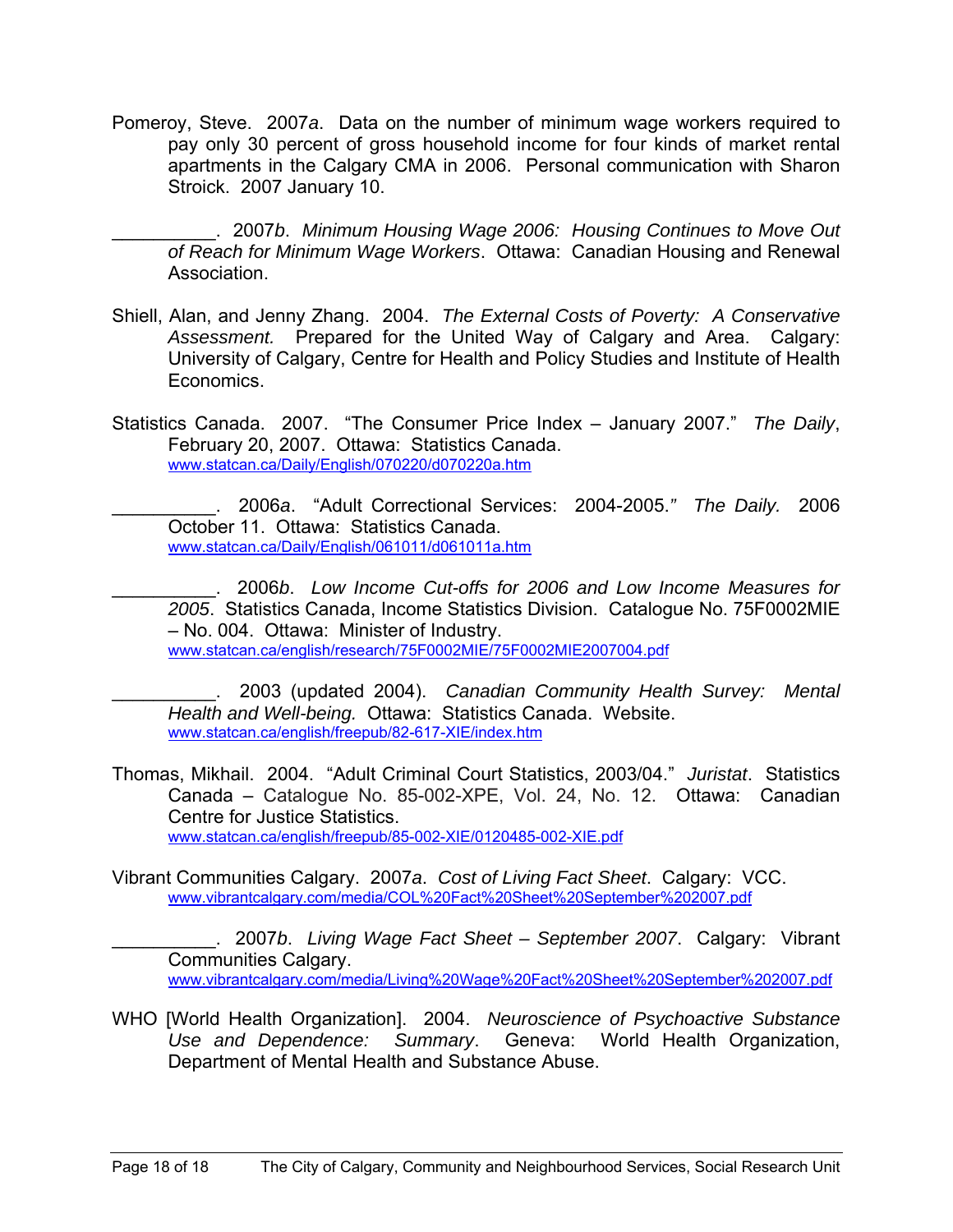Pomeroy, Steve. 2007*a*. Data on the number of minimum wage workers required to pay only 30 percent of gross household income for four kinds of market rental apartments in the Calgary CMA in 2006. Personal communication with Sharon Stroick. 2007 January 10.

__________. 2007*b*. *Minimum Housing Wage 2006: Housing Continues to Move Out of Reach for Minimum Wage Workers*. Ottawa: Canadian Housing and Renewal Association.

Shiell, Alan, and Jenny Zhang. 2004. *The External Costs of Poverty: A Conservative Assessment.* Prepared for the United Way of Calgary and Area. Calgary: University of Calgary, Centre for Health and Policy Studies and Institute of Health Economics.

Statistics Canada. 2007. "The Consumer Price Index – January 2007." *The Daily*, February 20, 2007. Ottawa: Statistics Canada. www.statcan.ca/Daily/English/070220/d070220a.htm

__________. 2006*a*. "Adult Correctional Services: 2004-2005." *The Daily.* 2006 October 11. Ottawa: Statistics Canada. www.statcan.ca/Daily/English/061011/d061011a.htm

__________. 2006*b*. *Low Income Cut-offs for 2006 and Low Income Measures for 2005*. Statistics Canada, Income Statistics Division. Catalogue No. 75F0002MIE – No. 004. Ottawa: Minister of Industry. www.statcan.ca/english/research/75F0002MIE/75F0002MIE2007004.pdf

__________. 2003 (updated 2004). *Canadian Community Health Survey: Mental Health and Well-being.* Ottawa: Statistics Canada. Website. www.statcan.ca/english/freepub/82-617-XIE/index.htm

Thomas, Mikhail. 2004. "Adult Criminal Court Statistics, 2003/04." *Juristat*. Statistics Canada – Catalogue No. 85-002-XPE, Vol. 24, No. 12. Ottawa: Canadian Centre for Justice Statistics. www.statcan.ca/english/freepub/85-002-XIE/0120485-002-XIE.pdf

Vibrant Communities Calgary. 2007*a*. *Cost of Living Fact Sheet*. Calgary: VCC. www.vibrantcalgary.com/media/COL%20Fact%20Sheet%20September%202007.pdf

__________. 2007*b*. *Living Wage Fact Sheet – September 2007*. Calgary: Vibrant Communities Calgary. www.vibrantcalgary.com/media/Living%20Wage%20Fact%20Sheet%20September%202007.pdf

WHO [World Health Organization]. 2004. *Neuroscience of Psychoactive Substance Use and Dependence: Summary*. Geneva: World Health Organization, Department of Mental Health and Substance Abuse.